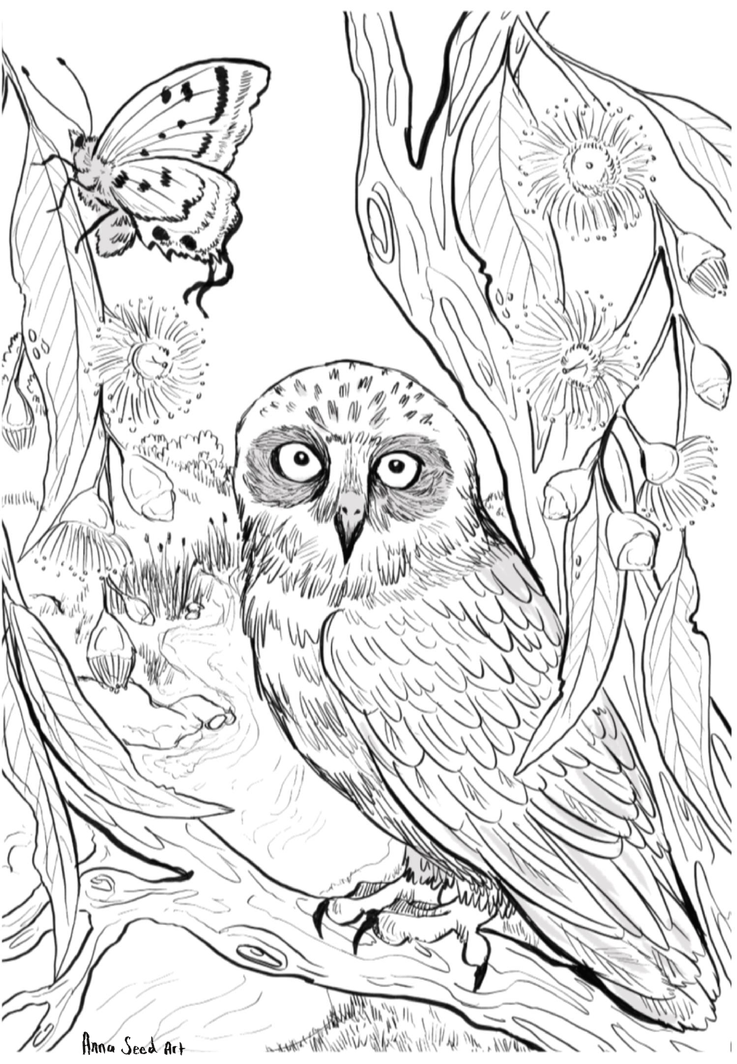Anna Seed Art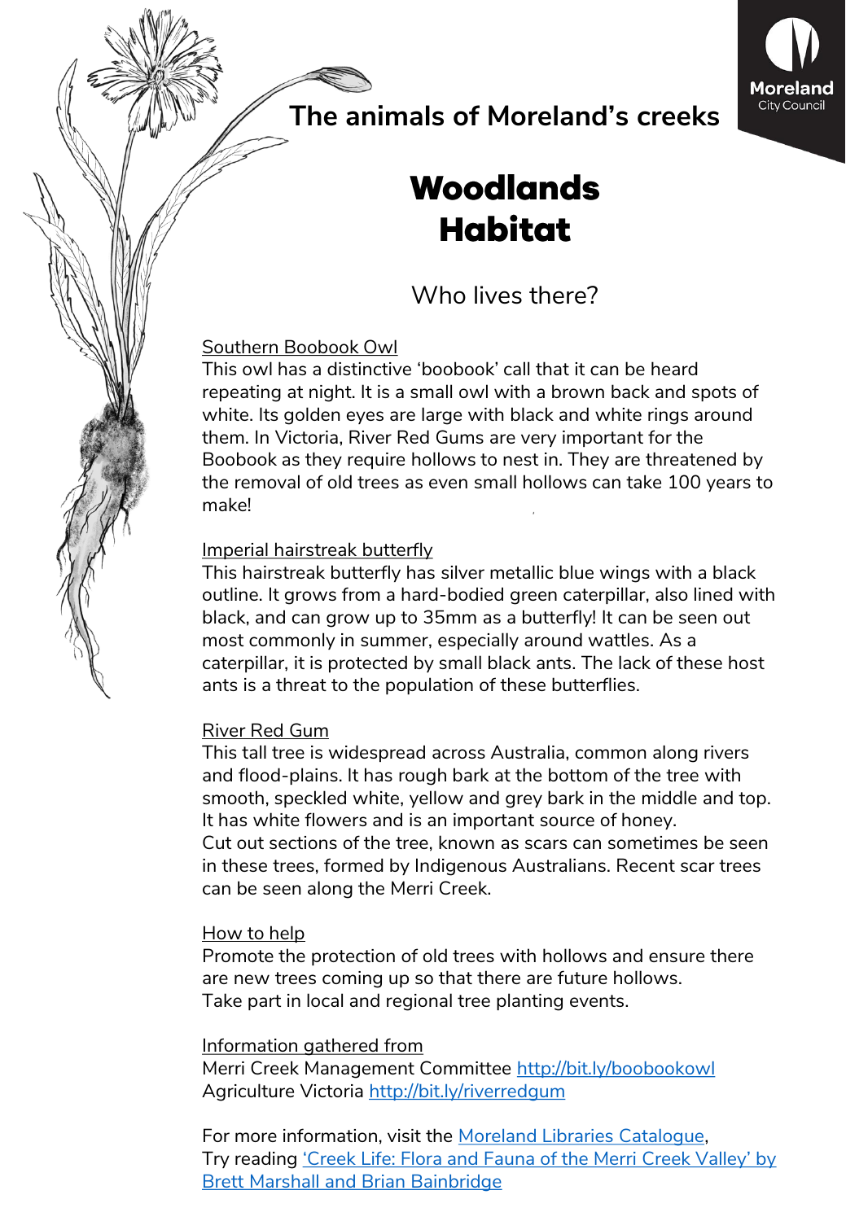# The animals of Moreland's creeks

## Woodlands Habitat

### Who lives there?

Southern Boobook Owl
This owl has a distinctive 'boobook' call that it can be heard repeating at night. It is a small owl with a brown back and spots of white. Its golden eyes are large with black and white rings around them. In Victoria, River Red Gums are very important for the Boobook as they require hollows to nest in. They are threatened by the removal of old trees as even small hollows can take 100 years to make!

Imperial hairstreak butterfly
This hairstreak butterfly has silver metallic blue wings with a black outline. It grows from a hard-bodied green caterpillar, also lined with black, and can grow up to 35mm as a butterfly! It can be seen out most commonly in summer, especially around wattles. As a caterpillar, it is protected by small black ants. The lack of these host ants is a threat to the population of these butterflies.

River Red Gum
This tall tree is widespread across Australia, common along rivers and flood-plains. It has rough bark at the bottom of the tree with smooth, speckled white, yellow and grey bark in the middle and top. It has white flowers and is an important source of honey.
Cut out sections of the tree, known as scars can sometimes be seen in these trees, formed by Indigenous Australians. Recent scar trees can be seen along the Merri Creek.

How to help
Promote the protection of old trees with hollows and ensure there are new trees coming up so that there are future hollows.
Take part in local and regional tree planting events.

Information gathered from
Merri Creek Management Committee http://bit.ly/boobookowl
Agriculture Victoria http://bit.ly/riverredgum

For more information, visit the Moreland Libraries Catalogue,
Try reading 'Creek Life: Flora and Fauna of the Merri Creek Valley' by Brett Marshall and Brian Bainbridge